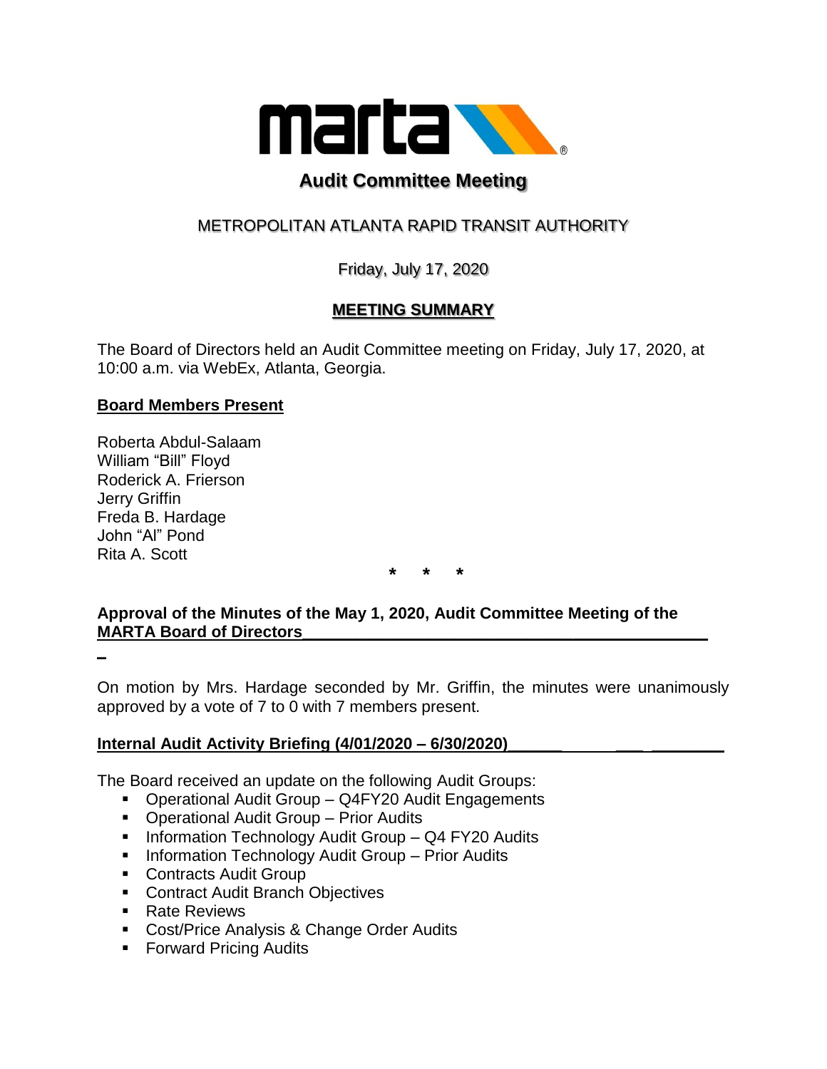# Audit Committee Meeting

METROPOLITAN ATLANTA RAPID TRANSIT AUTHORITY

Friday, July 17, 2020

**MEETING SUMMARY**

The Board of Directors held an Audit Committee meeting on Friday, July 17, 2020, at 10:00 a.m. via WebEx, Atlanta, Georgia.

**Board Members Present**

Roberta Abdul-Salaam
William "Bill" Floyd
Roderick A. Frierson
Jerry Griffin
Freda B. Hardage
John "Al" Pond
Rita A. Scott

\* \* \*

**Approval of the Minutes of the May 1, 2020, Audit Committee Meeting of the MARTA Board of Directors**

On motion by Mrs. Hardage seconded by Mr. Griffin, the minutes were unanimously approved by a vote of 7 to 0 with 7 members present.

**Internal Audit Activity Briefing (4/01/2020 – 6/30/2020)**

The Board received an update on the following Audit Groups:

- Operational Audit Group – Q4FY20 Audit Engagements
- Operational Audit Group – Prior Audits
- Information Technology Audit Group – Q4 FY20 Audits
- Information Technology Audit Group – Prior Audits
- Contracts Audit Group
- Contract Audit Branch Objectives
- Rate Reviews
- Cost/Price Analysis & Change Order Audits
- Forward Pricing Audits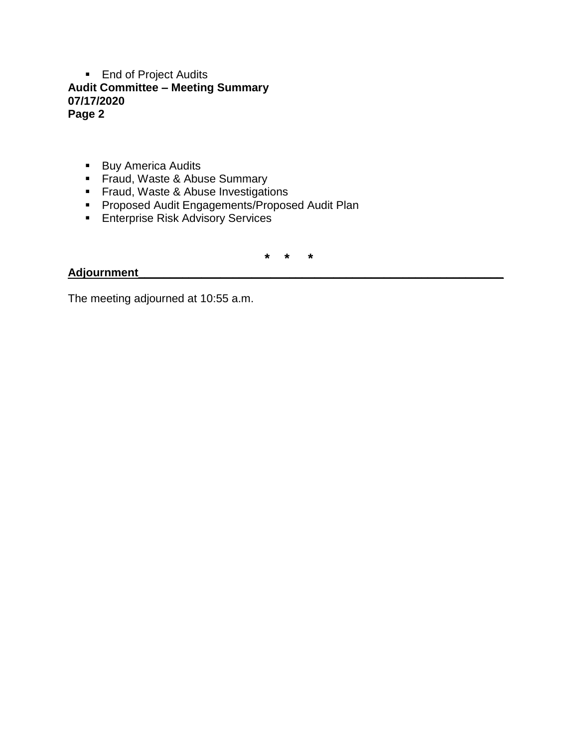- End of Project Audits

- Buy America Audits
- Fraud, Waste & Abuse Summary
- Fraud, Waste & Abuse Investigations
- Proposed Audit Engagements/Proposed Audit Plan
- Enterprise Risk Advisory Services

\* \* \*

**Adjournment**

The meeting adjourned at 10:55 a.m.